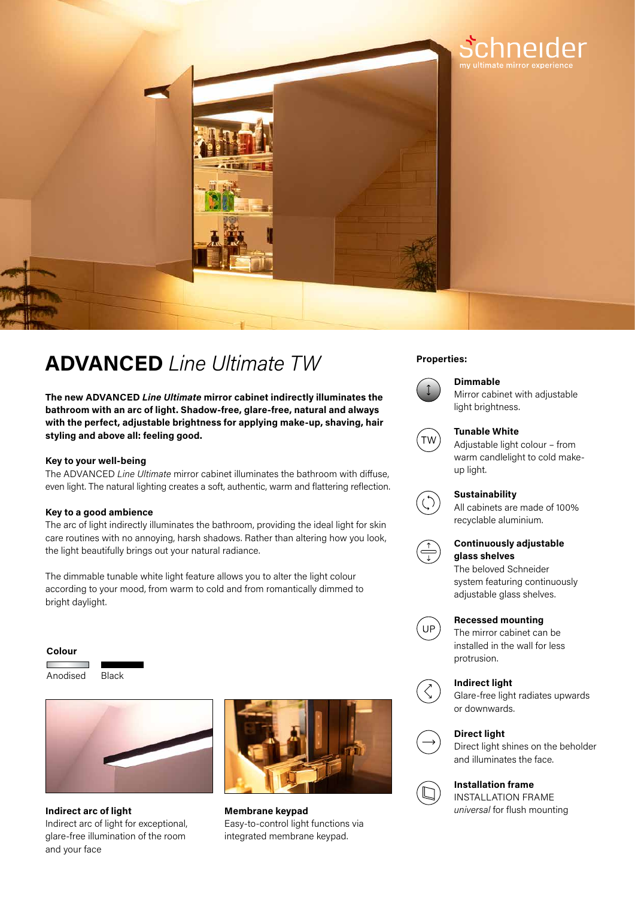schneider
my ultimate mirror experience

# **ADVANCED** *Line Ultimate TW*

**The new ADVANCED *Line Ultimate* mirror cabinet indirectly illuminates the bathroom with an arc of light. Shadow-free, glare-free, natural and always with the perfect, adjustable brightness for applying make-up, shaving, hair styling and above all: feeling good.**

### Key to your well-being

The ADVANCED *Line Ultimate* mirror cabinet illuminates the bathroom with diffuse, even light. The natural lighting creates a soft, authentic, warm and flattering reflection.

### Key to a good ambience

The arc of light indirectly illuminates the bathroom, providing the ideal light for skin care routines with no annoying, harsh shadows. Rather than altering how you look, the light beautifully brings out your natural radiance.

The dimmable tunable white light feature allows you to alter the light colour according to your mood, from warm to cold and from romantically dimmed to bright daylight.

### Colour

Anodised Black

**Indirect arc of light**
Indirect arc of light for exceptional, glare-free illumination of the room and your face

**Membrane keypad**
Easy-to-control light functions via integrated membrane keypad.

### Properties:

**Dimmable**
Mirror cabinet with adjustable light brightness.

**Tunable White**
Adjustable light colour – from warm candlelight to cold make-up light.

**Sustainability**
All cabinets are made of 100% recyclable aluminium.

**Continuously adjustable glass shelves**
The beloved Schneider system featuring continuously adjustable glass shelves.

**Recessed mounting**
The mirror cabinet can be installed in the wall for less protrusion.

**Indirect light**
Glare-free light radiates upwards or downwards.

**Direct light**
Direct light shines on the beholder and illuminates the face.

**Installation frame**
INSTALLATION FRAME *universal* for flush mounting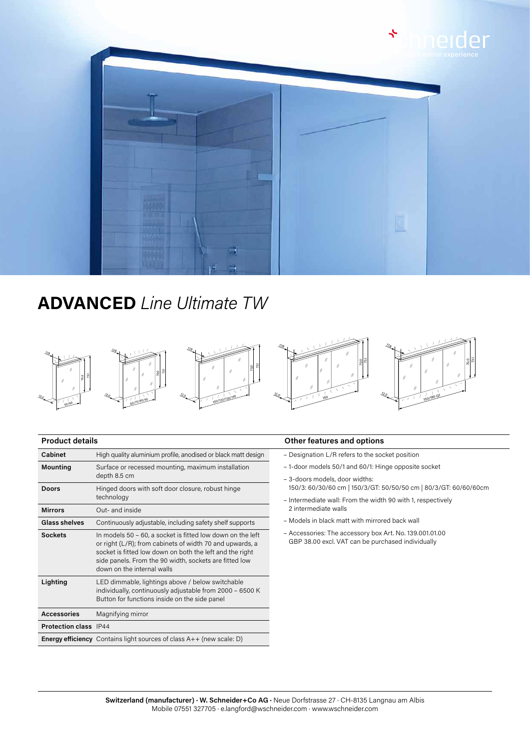# **ADVANCED** *Line Ultimate TW*

50/60

60/70/80/90

100/120/130/140

150

150/180 GT

| Product details | |
|---|---|
| **Cabinet** | High quality aluminium profile, anodised or black matt design |
| **Mounting** | Surface or recessed mounting, maximum installation depth 8.5 cm |
| **Doors** | Hinged doors with soft door closure, robust hinge technology |
| **Mirrors** | Out- and inside |
| **Glass shelves** | Continuously adjustable, including safety shelf supports |
| **Sockets** | In models 50 – 60, a socket is fitted low down on the left or right (L/R); from cabinets of width 70 and upwards, a socket is fitted low down on both the left and the right side panels. From the 90 width, sockets are fitted low down on the internal walls |
| **Lighting** | LED dimmable, lightings above / below switchable individually, continuously adjustable from 2000 – 6500 K Button for functions inside on the side panel |
| **Accessories** | Magnifying mirror |
| **Protection class** | IP44 |
| **Energy efficiency** | Contains light sources of class A++ (new scale: D) |

## Other features and options

- Designation L/R refers to the socket position
- 1-door models 50/1 and 60/1: Hinge opposite socket
- 3-doors models, door widths: 150/3: 60/30/60 cm | 150/3/GT: 50/50/50 cm | 80/3/GT: 60/60/60cm
- Intermediate wall: From the width 90 with 1, respectively 2 intermediate walls
- Models in black matt with mirrored back wall
- Accessories: The accessory box Art. No. 139.001.01.00 GBP 38.00 excl. VAT can be purchased individually

**Switzerland (manufacturer) · W. Schneider+Co AG ·** Neue Dorfstrasse 27 · CH-8135 Langnau am Albis
Mobile 07551 327705 · e.langford@wschneider.com · www.wschneider.com